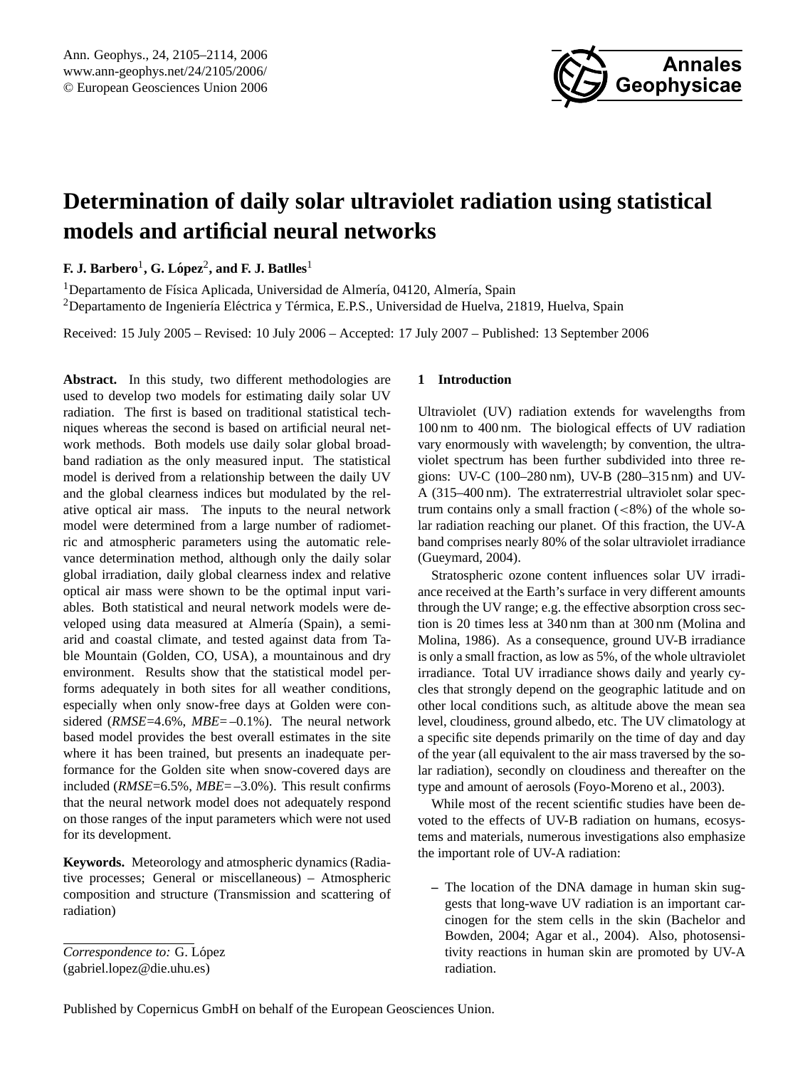# Determination of daily solar ultraviolet radiation using statistical models and artificial neural networks

**F. J. Barbero[1], G. López[2], and F. J. Batlles[1]**

[1]Departamento de Física Aplicada, Universidad de Almería, 04120, Almería, Spain
[2]Departamento de Ingeniería Eléctrica y Térmica, E.P.S., Universidad de Huelva, 21819, Huelva, Spain

Received: 15 July 2005 – Revised: 10 July 2006 – Accepted: 17 July 2007 – Published: 13 September 2006

**Abstract.** In this study, two different methodologies are used to develop two models for estimating daily solar UV radiation. The first is based on traditional statistical techniques whereas the second is based on artificial neural network methods. Both models use daily solar global broadband radiation as the only measured input. The statistical model is derived from a relationship between the daily UV and the global clearness indices but modulated by the relative optical air mass. The inputs to the neural network model were determined from a large number of radiometric and atmospheric parameters using the automatic relevance determination method, although only the daily solar global irradiation, daily global clearness index and relative optical air mass were shown to be the optimal input variables. Both statistical and neural network models were developed using data measured at Almería (Spain), a semiarid and coastal climate, and tested against data from Table Mountain (Golden, CO, USA), a mountainous and dry environment. Results show that the statistical model performs adequately in both sites for all weather conditions, especially when only snow-free days at Golden were considered (*RMSE*=4.6%, *MBE*=–0.1%). The neural network based model provides the best overall estimates in the site where it has been trained, but presents an inadequate performance for the Golden site when snow-covered days are included (*RMSE*=6.5%, *MBE*=–3.0%). This result confirms that the neural network model does not adequately respond on those ranges of the input parameters which were not used for its development.

**Keywords.** Meteorology and atmospheric dynamics (Radiative processes; General or miscellaneous) – Atmospheric composition and structure (Transmission and scattering of radiation)

*Correspondence to:* G. López
(gabriel.lopez@die.uhu.es)

## 1 Introduction

Ultraviolet (UV) radiation extends for wavelengths from 100 nm to 400 nm. The biological effects of UV radiation vary enormously with wavelength; by convention, the ultraviolet spectrum has been further subdivided into three regions: UV-C (100–280 nm), UV-B (280–315 nm) and UV-A (315–400 nm). The extraterrestrial ultraviolet solar spectrum contains only a small fraction (<8%) of the whole solar radiation reaching our planet. Of this fraction, the UV-A band comprises nearly 80% of the solar ultraviolet irradiance (Gueymard, 2004).

Stratospheric ozone content influences solar UV irradiance received at the Earth's surface in very different amounts through the UV range; e.g. the effective absorption cross section is 20 times less at 340 nm than at 300 nm (Molina and Molina, 1986). As a consequence, ground UV-B irradiance is only a small fraction, as low as 5%, of the whole ultraviolet irradiance. Total UV irradiance shows daily and yearly cycles that strongly depend on the geographic latitude and on other local conditions such, as altitude above the mean sea level, cloudiness, ground albedo, etc. The UV climatology at a specific site depends primarily on the time of day and day of the year (all equivalent to the air mass traversed by the solar radiation), secondly on cloudiness and thereafter on the type and amount of aerosols (Foyo-Moreno et al., 2003).

While most of the recent scientific studies have been devoted to the effects of UV-B radiation on humans, ecosystems and materials, numerous investigations also emphasize the important role of UV-A radiation:

– The location of the DNA damage in human skin suggests that long-wave UV radiation is an important carcinogen for the stem cells in the skin (Bachelor and Bowden, 2004; Agar et al., 2004). Also, photosensitivity reactions in human skin are promoted by UV-A radiation.

Published by Copernicus GmbH on behalf of the European Geosciences Union.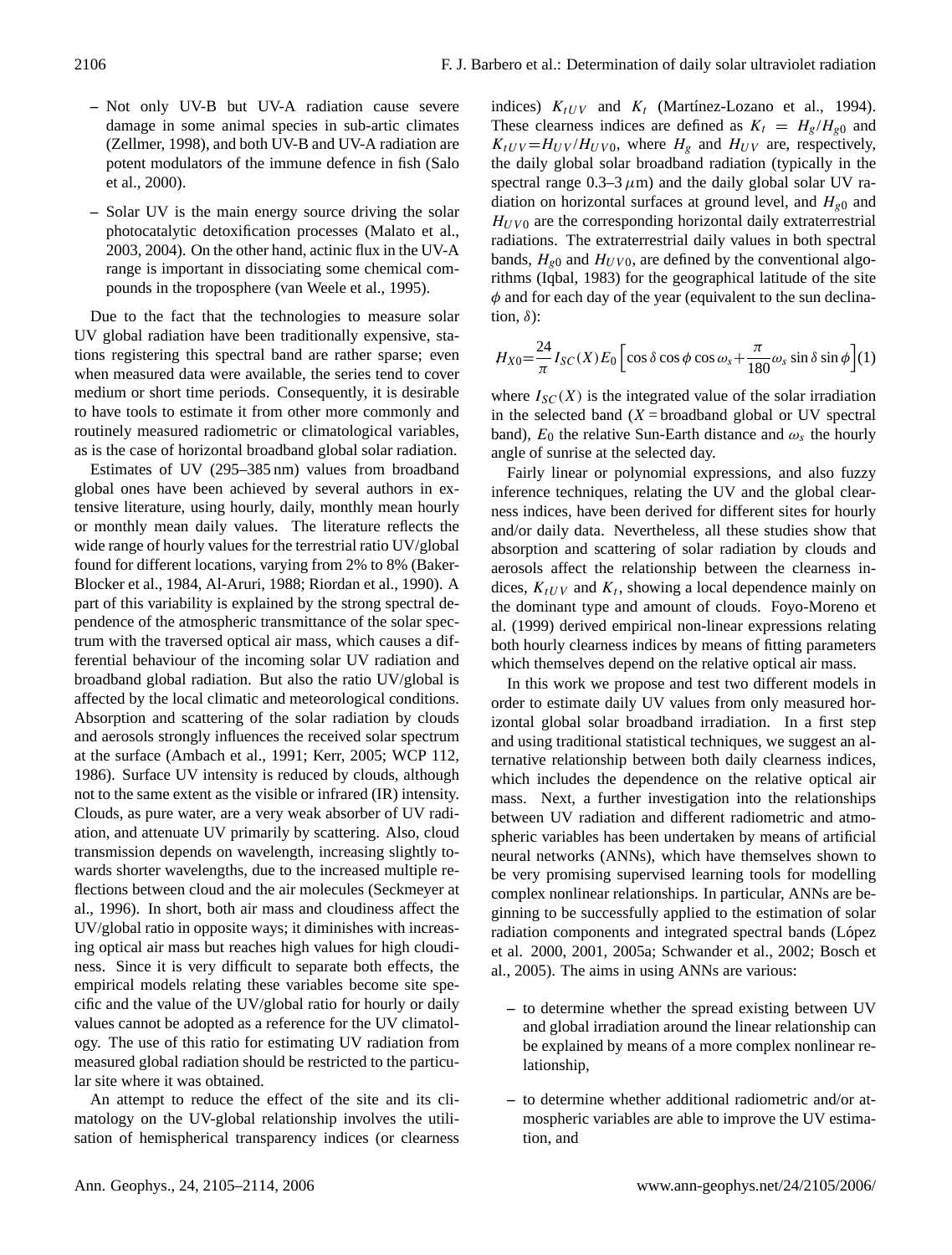– Not only UV-B but UV-A radiation cause severe damage in some animal species in sub-artic climates (Zellmer, 1998), and both UV-B and UV-A radiation are potent modulators of the immune defence in fish (Salo et al., 2000).

– Solar UV is the main energy source driving the solar photocatalytic detoxification processes (Malato et al., 2003, 2004). On the other hand, actinic flux in the UV-A range is important in dissociating some chemical compounds in the troposphere (van Weele et al., 1995).

Due to the fact that the technologies to measure solar UV global radiation have been traditionally expensive, stations registering this spectral band are rather sparse; even when measured data were available, the series tend to cover medium or short time periods. Consequently, it is desirable to have tools to estimate it from other more commonly and routinely measured radiometric or climatological variables, as is the case of horizontal broadband global solar radiation.

Estimates of UV (295–385 nm) values from broadband global ones have been achieved by several authors in extensive literature, using hourly, daily, monthly mean hourly or monthly mean daily values. The literature reflects the wide range of hourly values for the terrestrial ratio UV/global found for different locations, varying from 2% to 8% (Baker-Blocker et al., 1984, Al-Aruri, 1988; Riordan et al., 1990). A part of this variability is explained by the strong spectral dependence of the atmospheric transmittance of the solar spectrum with the traversed optical air mass, which causes a differential behaviour of the incoming solar UV radiation and broadband global radiation. But also the ratio UV/global is affected by the local climatic and meteorological conditions. Absorption and scattering of the solar radiation by clouds and aerosols strongly influences the received solar spectrum at the surface (Ambach et al., 1991; Kerr, 2005; WCP 112, 1986). Surface UV intensity is reduced by clouds, although not to the same extent as the visible or infrared (IR) intensity. Clouds, as pure water, are a very weak absorber of UV radiation, and attenuate UV primarily by scattering. Also, cloud transmission depends on wavelength, increasing slightly towards shorter wavelengths, due to the increased multiple reflections between cloud and the air molecules (Seckmeyer at al., 1996). In short, both air mass and cloudiness affect the UV/global ratio in opposite ways; it diminishes with increasing optical air mass but reaches high values for high cloudiness. Since it is very difficult to separate both effects, the empirical models relating these variables become site specific and the value of the UV/global ratio for hourly or daily values cannot be adopted as a reference for the UV climatology. The use of this ratio for estimating UV radiation from measured global radiation should be restricted to the particular site where it was obtained.

An attempt to reduce the effect of the site and its climatology on the UV-global relationship involves the utilisation of hemispherical transparency indices (or clearness indices) $K_{tUV}$ and $K_t$ (Martínez-Lozano et al., 1994). These clearness indices are defined as $K_t = H_g/H_{g0}$ and $K_{tUV}=H_{UV}/H_{UV0}$, where $H_g$ and $H_{UV}$ are, respectively, the daily global solar broadband radiation (typically in the spectral range 0.3–3 $\mu$m) and the daily global solar UV radiation on horizontal surfaces at ground level, and $H_{g0}$ and $H_{UV0}$ are the corresponding horizontal daily extraterrestrial radiations. The extraterrestrial daily values in both spectral bands, $H_{g0}$ and $H_{UV0}$, are defined by the conventional algorithms (Iqbal, 1983) for the geographical latitude of the site $\phi$ and for each day of the year (equivalent to the sun declination, $\delta$):

$$H_{X0}=\frac{24}{\pi} I_{SC}(X) E_0 \left[\cos\delta\cos\phi\cos\omega_s+\frac{\pi}{180}\omega_s\sin\delta\sin\phi\right] \quad (1)$$

where $I_{SC}(X)$ is the integrated value of the solar irradiation in the selected band ($X$ = broadband global or UV spectral band), $E_0$ the relative Sun-Earth distance and $\omega_s$ the hourly angle of sunrise at the selected day.

Fairly linear or polynomial expressions, and also fuzzy inference techniques, relating the UV and the global clearness indices, have been derived for different sites for hourly and/or daily data. Nevertheless, all these studies show that absorption and scattering of solar radiation by clouds and aerosols affect the relationship between the clearness indices, $K_{tUV}$ and $K_t$, showing a local dependence mainly on the dominant type and amount of clouds. Foyo-Moreno et al. (1999) derived empirical non-linear expressions relating both hourly clearness indices by means of fitting parameters which themselves depend on the relative optical air mass.

In this work we propose and test two different models in order to estimate daily UV values from only measured horizontal global solar broadband irradiation. In a first step and using traditional statistical techniques, we suggest an alternative relationship between both daily clearness indices, which includes the dependence on the relative optical air mass. Next, a further investigation into the relationships between UV radiation and different radiometric and atmospheric variables has been undertaken by means of artificial neural networks (ANNs), which have themselves shown to be very promising supervised learning tools for modelling complex nonlinear relationships. In particular, ANNs are beginning to be successfully applied to the estimation of solar radiation components and integrated spectral bands (López et al. 2000, 2001, 2005a; Schwander et al., 2002; Bosch et al., 2005). The aims in using ANNs are various:

– to determine whether the spread existing between UV and global irradiation around the linear relationship can be explained by means of a more complex nonlinear relationship,

– to determine whether additional radiometric and/or atmospheric variables are able to improve the UV estimation, and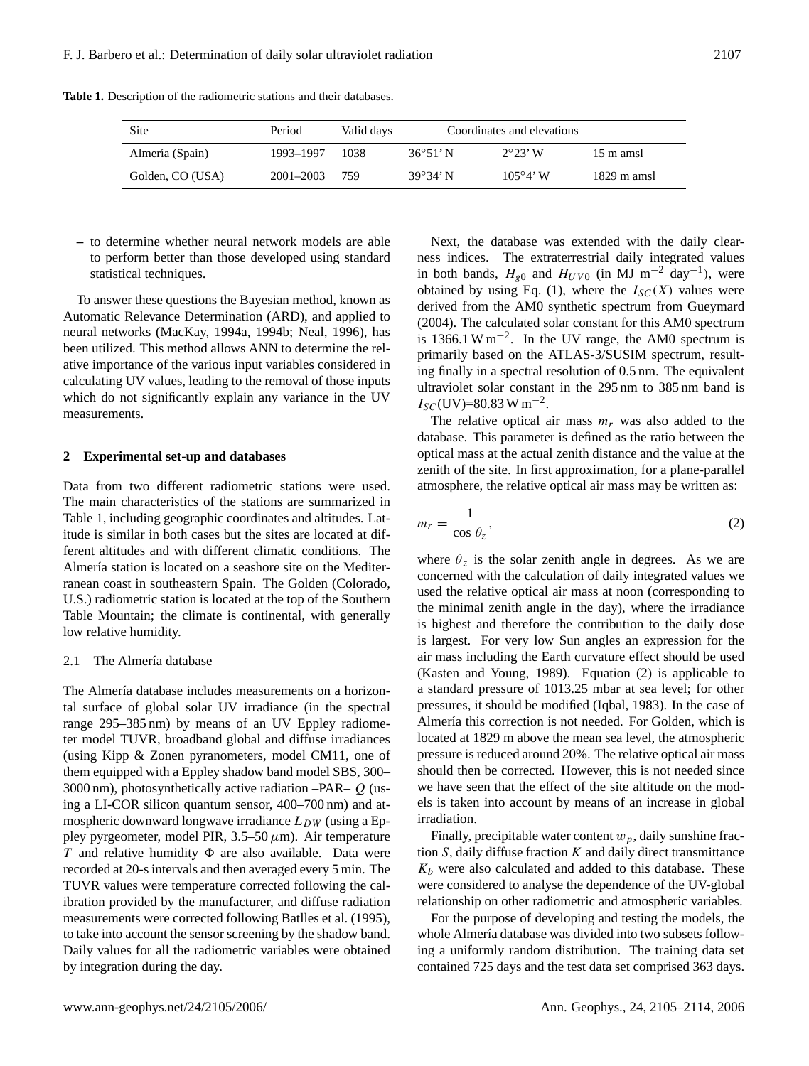**Table 1.** Description of the radiometric stations and their databases.

| Site | Period | Valid days | Coordinates and elevations | | |
|---|---|---|---|---|---|
| Almería (Spain) | 1993–1997 | 1038 | 36°51' N | 2°23' W | 15 m amsl |
| Golden, CO (USA) | 2001–2003 | 759 | 39°34' N | 105°4' W | 1829 m amsl |

– to determine whether neural network models are able to perform better than those developed using standard statistical techniques.

To answer these questions the Bayesian method, known as Automatic Relevance Determination (ARD), and applied to neural networks (MacKay, 1994a, 1994b; Neal, 1996), has been utilized. This method allows ANN to determine the relative importance of the various input variables considered in calculating UV values, leading to the removal of those inputs which do not significantly explain any variance in the UV measurements.

## 2 Experimental set-up and databases

Data from two different radiometric stations were used. The main characteristics of the stations are summarized in Table 1, including geographic coordinates and altitudes. Latitude is similar in both cases but the sites are located at different altitudes and with different climatic conditions. The Almería station is located on a seashore site on the Mediterranean coast in southeastern Spain. The Golden (Colorado, U.S.) radiometric station is located at the top of the Southern Table Mountain; the climate is continental, with generally low relative humidity.

### 2.1 The Almería database

The Almería database includes measurements on a horizontal surface of global solar UV irradiance (in the spectral range 295–385 nm) by means of an UV Eppley radiometer model TUVR, broadband global and diffuse irradiances (using Kipp & Zonen pyranometers, model CM11, one of them equipped with a Eppley shadow band model SBS, 300–3000 nm), photosynthetically active radiation –PAR– $Q$ (using a LI-COR silicon quantum sensor, 400–700 nm) and atmospheric downward longwave irradiance $L_{DW}$ (using a Eppley pyrgeometer, model PIR, 3.5–50 $\mu$m). Air temperature $T$ and relative humidity $\Phi$ are also available. Data were recorded at 20-s intervals and then averaged every 5 min. The TUVR values were temperature corrected following the calibration provided by the manufacturer, and diffuse radiation measurements were corrected following Batlles et al. (1995), to take into account the sensor screening by the shadow band. Daily values for all the radiometric variables were obtained by integration during the day.

Next, the database was extended with the daily clearness indices. The extraterrestrial daily integrated values in both bands, $H_{g0}$ and $H_{UV0}$ (in MJ m$^{-2}$ day$^{-1}$), were obtained by using Eq. (1), where the $I_{SC}(X)$ values were derived from the AM0 synthetic spectrum from Gueymard (2004). The calculated solar constant for this AM0 spectrum is 1366.1 W m$^{-2}$. In the UV range, the AM0 spectrum is primarily based on the ATLAS-3/SUSIM spectrum, resulting finally in a spectral resolution of 0.5 nm. The equivalent ultraviolet solar constant in the 295 nm to 385 nm band is $I_{SC}$(UV)=80.83 W m$^{-2}$.

The relative optical air mass $m_r$ was also added to the database. This parameter is defined as the ratio between the optical mass at the actual zenith distance and the value at the zenith of the site. In first approximation, for a plane-parallel atmosphere, the relative optical air mass may be written as:

$$m_r = \frac{1}{\cos\theta_z}, \tag{2}$$

where $\theta_z$ is the solar zenith angle in degrees. As we are concerned with the calculation of daily integrated values we used the relative optical air mass at noon (corresponding to the minimal zenith angle in the day), where the irradiance is highest and therefore the contribution to the daily dose is largest. For very low Sun angles an expression for the air mass including the Earth curvature effect should be used (Kasten and Young, 1989). Equation (2) is applicable to a standard pressure of 1013.25 mbar at sea level; for other pressures, it should be modified (Iqbal, 1983). In the case of Almería this correction is not needed. For Golden, which is located at 1829 m above the mean sea level, the atmospheric pressure is reduced around 20%. The relative optical air mass should then be corrected. However, this is not needed since we have seen that the effect of the site altitude on the models is taken into account by means of an increase in global irradiation.

Finally, precipitable water content $w_p$, daily sunshine fraction $S$, daily diffuse fraction $K$ and daily direct transmittance $K_b$ were also calculated and added to this database. These were considered to analyse the dependence of the UV-global relationship on other radiometric and atmospheric variables.

For the purpose of developing and testing the models, the whole Almería database was divided into two subsets following a uniformly random distribution. The training data set contained 725 days and the test data set comprised 363 days.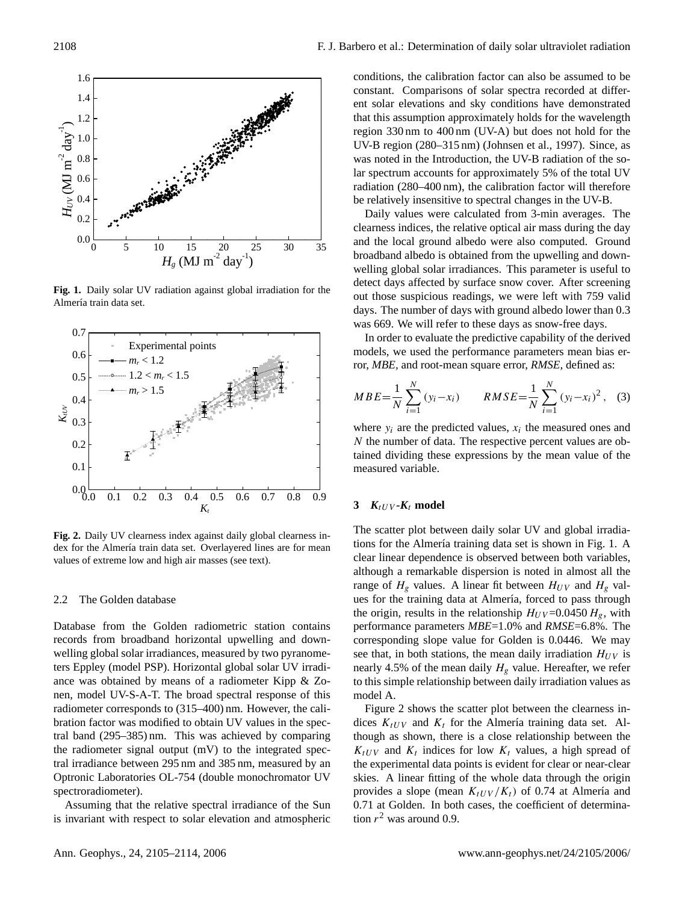**Fig. 1.** Daily solar UV radiation against global irradiation for the Almería train data set.

**Fig. 2.** Daily UV clearness index against daily global clearness index for the Almería train data set. Overlayered lines are for mean values of extreme low and high air masses (see text).

### 2.2 The Golden database

Database from the Golden radiometric station contains records from broadband horizontal upwelling and downwelling global solar irradiances, measured by two pyranometers Eppley (model PSP). Horizontal global solar UV irradiance was obtained by means of a radiometer Kipp & Zonen, model UV-S-A-T. The broad spectral response of this radiometer corresponds to (315–400) nm. However, the calibration factor was modified to obtain UV values in the spectral band (295–385) nm. This was achieved by comparing the radiometer signal output (mV) to the integrated spectral irradiance between 295 nm and 385 nm, measured by an Optronic Laboratories OL-754 (double monochromator UV spectroradiometer).

Assuming that the relative spectral irradiance of the Sun is invariant with respect to solar elevation and atmospheric conditions, the calibration factor can also be assumed to be constant. Comparisons of solar spectra recorded at different solar elevations and sky conditions have demonstrated that this assumption approximately holds for the wavelength region 330 nm to 400 nm (UV-A) but does not hold for the UV-B region (280–315 nm) (Johnsen et al., 1997). Since, as was noted in the Introduction, the UV-B radiation of the solar spectrum accounts for approximately 5% of the total UV radiation (280–400 nm), the calibration factor will therefore be relatively insensitive to spectral changes in the UV-B.

Daily values were calculated from 3-min averages. The clearness indices, the relative optical air mass during the day and the local ground albedo were also computed. Ground broadband albedo is obtained from the upwelling and downwelling global solar irradiances. This parameter is useful to detect days affected by surface snow cover. After screening out those suspicious readings, we were left with 759 valid days. The number of days with ground albedo lower than 0.3 was 669. We will refer to these days as snow-free days.

In order to evaluate the predictive capability of the derived models, we used the performance parameters mean bias error, *MBE*, and root-mean square error, *RMSE*, defined as:

$$MBE=\frac{1}{N}\sum_{i=1}^{N}(y_i-x_i) \qquad RMSE=\frac{1}{N}\sum_{i=1}^{N}(y_i-x_i)^2, \quad (3)$$

where $y_i$ are the predicted values, $x_i$ the measured ones and $N$ the number of data. The respective percent values are obtained dividing these expressions by the mean value of the measured variable.

## 3 $K_{tUV}$-$K_t$ model

The scatter plot between daily solar UV and global irradiations for the Almería training data set is shown in Fig. 1. A clear linear dependence is observed between both variables, although a remarkable dispersion is noted in almost all the range of $H_g$ values. A linear fit between $H_{UV}$ and $H_g$ values for the training data at Almería, forced to pass through the origin, results in the relationship $H_{UV}$=0.0450 $H_g$, with performance parameters *MBE*=1.0% and *RMSE*=6.8%. The corresponding slope value for Golden is 0.0446. We may see that, in both stations, the mean daily irradiation $H_{UV}$ is nearly 4.5% of the mean daily $H_g$ value. Hereafter, we refer to this simple relationship between daily irradiation values as model A.

Figure 2 shows the scatter plot between the clearness indices $K_{tUV}$ and $K_t$ for the Almería training data set. Although as shown, there is a close relationship between the $K_{tUV}$ and $K_t$ indices for low $K_t$ values, a high spread of the experimental data points is evident for clear or near-clear skies. A linear fitting of the whole data through the origin provides a slope (mean $K_{tUV}/K_t$) of 0.74 at Almería and 0.71 at Golden. In both cases, the coefficient of determination $r^2$ was around 0.9.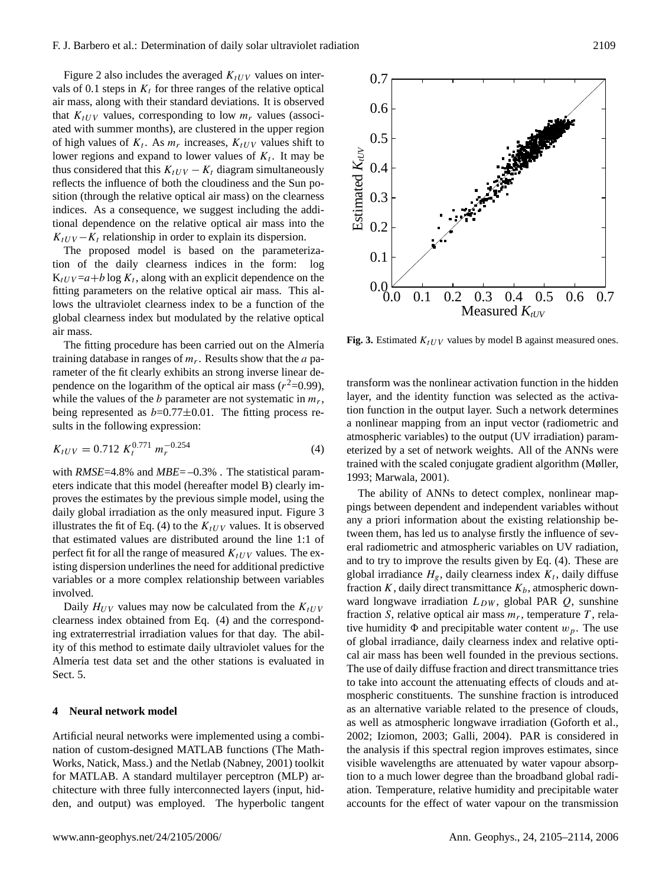Figure 2 also includes the averaged $K_{tUV}$ values on intervals of 0.1 steps in $K_t$ for three ranges of the relative optical air mass, along with their standard deviations. It is observed that $K_{tUV}$ values, corresponding to low $m_r$ values (associated with summer months), are clustered in the upper region of high values of $K_t$. As $m_r$ increases, $K_{tUV}$ values shift to lower regions and expand to lower values of $K_t$. It may be thus considered that this $K_{tUV} - K_t$ diagram simultaneously reflects the influence of both the cloudiness and the Sun position (through the relative optical air mass) on the clearness indices. As a consequence, we suggest including the additional dependence on the relative optical air mass into the $K_{tUV} - K_t$ relationship in order to explain its dispersion.

The proposed model is based on the parameterization of the daily clearness indices in the form: $\log K_{tUV} = a + b \log K_t$, along with an explicit dependence on the fitting parameters on the relative optical air mass. This allows the ultraviolet clearness index to be a function of the global clearness index but modulated by the relative optical air mass.

The fitting procedure has been carried out on the Almería training database in ranges of $m_r$. Results show that the $a$ parameter of the fit clearly exhibits an strong inverse linear dependence on the logarithm of the optical air mass ($r^2$=0.99), while the values of the $b$ parameter are not systematic in $m_r$, being represented as $b$=0.77±0.01. The fitting process results in the following expression:

$$K_{tUV} = 0.712\, K_t^{0.771}\, m_r^{-0.254} \quad (4)$$

with *RMSE*=4.8% and *MBE*=–0.3% . The statistical parameters indicate that this model (hereafter model B) clearly improves the estimates by the previous simple model, using the daily global irradiation as the only measured input. Figure 3 illustrates the fit of Eq. (4) to the $K_{tUV}$ values. It is observed that estimated values are distributed around the line 1:1 of perfect fit for all the range of measured $K_{tUV}$ values. The existing dispersion underlines the need for additional predictive variables or a more complex relationship between variables involved.

Daily $H_{UV}$ values may now be calculated from the $K_{tUV}$ clearness index obtained from Eq. (4) and the corresponding extraterrestrial irradiation values for that day. The ability of this method to estimate daily ultraviolet values for the Almería test data set and the other stations is evaluated in Sect. 5.

**Fig. 3.** Estimated $K_{tUV}$ values by model B against measured ones.

## 4 Neural network model

Artificial neural networks were implemented using a combination of custom-designed MATLAB functions (The MathWorks, Natick, Mass.) and the Netlab (Nabney, 2001) toolkit for MATLAB. A standard multilayer perceptron (MLP) architecture with three fully interconnected layers (input, hidden, and output) was employed. The hyperbolic tangent transform was the nonlinear activation function in the hidden layer, and the identity function was selected as the activation function in the output layer. Such a network determines a nonlinear mapping from an input vector (radiometric and atmospheric variables) to the output (UV irradiation) parameterized by a set of network weights. All of the ANNs were trained with the scaled conjugate gradient algorithm (Møller, 1993; Marwala, 2001).

The ability of ANNs to detect complex, nonlinear mappings between dependent and independent variables without any a priori information about the existing relationship between them, has led us to analyse firstly the influence of several radiometric and atmospheric variables on UV radiation, and to try to improve the results given by Eq. (4). These are global irradiance $H_g$, daily clearness index $K_t$, daily diffuse fraction $K$, daily direct transmittance $K_b$, atmospheric downward longwave irradiation $L_{DW}$, global PAR $Q$, sunshine fraction $S$, relative optical air mass $m_r$, temperature $T$, relative humidity $\Phi$ and precipitable water content $w_p$. The use of global irradiance, daily clearness index and relative optical air mass has been well founded in the previous sections. The use of daily diffuse fraction and direct transmittance tries to take into account the attenuating effects of clouds and atmospheric constituents. The sunshine fraction is introduced as an alternative variable related to the presence of clouds, as well as atmospheric longwave irradiation (Goforth et al., 2002; Iziomon, 2003; Galli, 2004). PAR is considered in the analysis if this spectral region improves estimates, since visible wavelengths are attenuated by water vapour absorption to a much lower degree than the broadband global radiation. Temperature, relative humidity and precipitable water accounts for the effect of water vapour on the transmission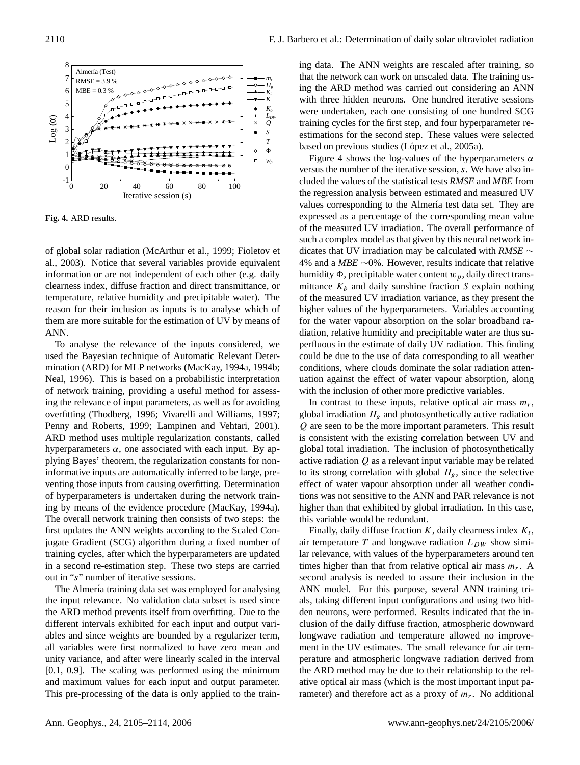Fig. 4. ARD results.

of global solar radiation (McArthur et al., 1999; Fioletov et al., 2003). Notice that several variables provide equivalent information or are not independent of each other (e.g. daily clearness index, diffuse fraction and direct transmittance, or temperature, relative humidity and precipitable water). The reason for their inclusion as inputs is to analyse which of them are more suitable for the estimation of UV by means of ANN.

To analyse the relevance of the inputs considered, we used the Bayesian technique of Automatic Relevant Determination (ARD) for MLP networks (MacKay, 1994a, 1994b; Neal, 1996). This is based on a probabilistic interpretation of network training, providing a useful method for assessing the relevance of input parameters, as well as for avoiding overfitting (Thodberg, 1996; Vivarelli and Williams, 1997; Penny and Roberts, 1999; Lampinen and Vehtari, 2001). ARD method uses multiple regularization constants, called hyperparameters $\alpha$, one associated with each input. By applying Bayes' theorem, the regularization constants for non-informative inputs are automatically inferred to be large, preventing those inputs from causing overfitting. Determination of hyperparameters is undertaken during the network training by means of the evidence procedure (MacKay, 1994a). The overall network training then consists of two steps: the first updates the ANN weights according to the Scaled Conjugate Gradient (SCG) algorithm during a fixed number of training cycles, after which the hyperparameters are updated in a second re-estimation step. These two steps are carried out in "$s$" number of iterative sessions.

The Almería training data set was employed for analysing the input relevance. No validation data subset is used since the ARD method prevents itself from overfitting. Due to the different intervals exhibited for each input and output variables and since weights are bounded by a regularizer term, all variables were first normalized to have zero mean and unity variance, and after were linearly scaled in the interval [0.1, 0.9]. The scaling was performed using the minimum and maximum values for each input and output parameter. This pre-processing of the data is only applied to the training data. The ANN weights are rescaled after training, so that the network can work on unscaled data. The training using the ARD method was carried out considering an ANN with three hidden neurons. One hundred iterative sessions were undertaken, each one consisting of one hundred SCG training cycles for the first step, and four hyperparameter re-estimations for the second step. These values were selected based on previous studies (López et al., 2005a).

Figure 4 shows the log-values of the hyperparameters $\alpha$ versus the number of the iterative session, $s$. We have also included the values of the statistical tests *RMSE* and *MBE* from the regression analysis between estimated and measured UV values corresponding to the Almería test data set. They are expressed as a percentage of the corresponding mean value of the measured UV irradiation. The overall performance of such a complex model as that given by this neural network indicates that UV irradiation may be calculated with *RMSE* $\sim$ 4% and a *MBE* $\sim$0%. However, results indicate that relative humidity $\Phi$, precipitable water content $w_p$, daily direct transmittance $K_b$ and daily sunshine fraction $S$ explain nothing of the measured UV irradiation variance, as they present the higher values of the hyperparameters. Variables accounting for the water vapour absorption on the solar broadband radiation, relative humidity and precipitable water are thus superfluous in the estimate of daily UV radiation. This finding could be due to the use of data corresponding to all weather conditions, where clouds dominate the solar radiation attenuation against the effect of water vapour absorption, along with the inclusion of other more predictive variables.

In contrast to these inputs, relative optical air mass $m_r$, global irradiation $H_g$ and photosynthetically active radiation $Q$ are seen to be the more important parameters. This result is consistent with the existing correlation between UV and global total irradiation. The inclusion of photosynthetically active radiation $Q$ as a relevant input variable may be related to its strong correlation with global $H_g$, since the selective effect of water vapour absorption under all weather conditions was not sensitive to the ANN and PAR relevance is not higher than that exhibited by global irradiation. In this case, this variable would be redundant.

Finally, daily diffuse fraction $K$, daily clearness index $K_t$, air temperature $T$ and longwave radiation $L_{DW}$ show similar relevance, with values of the hyperparameters around ten times higher than that from relative optical air mass $m_r$. A second analysis is needed to assure their inclusion in the ANN model. For this purpose, several ANN training trials, taking different input configurations and using two hidden neurons, were performed. Results indicated that the inclusion of the daily diffuse fraction, atmospheric downward longwave radiation and temperature allowed no improvement in the UV estimates. The small relevance for air temperature and atmospheric longwave radiation derived from the ARD method may be due to their relationship to the relative optical air mass (which is the most important input parameter) and therefore act as a proxy of $m_r$. No additional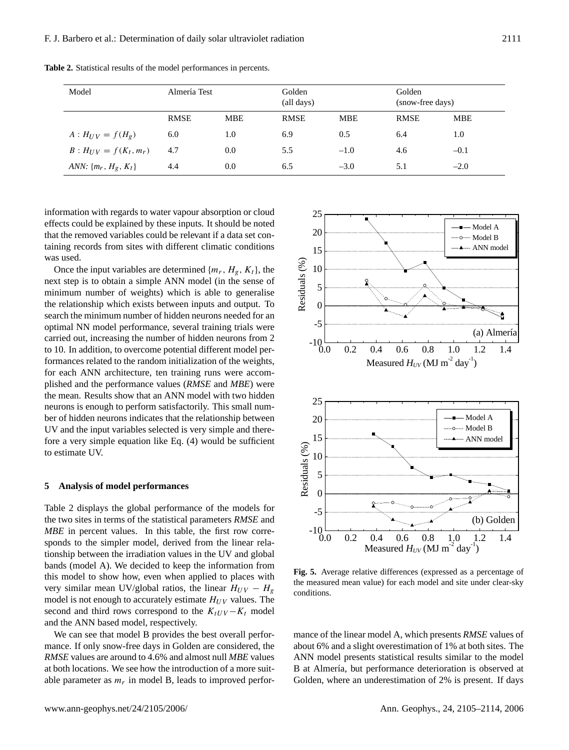**Table 2.** Statistical results of the model performances in percents.

| Model | Almería Test | | Golden (all days) | | Golden (snow-free days) | |
|---|---|---|---|---|---|---|
| | RMSE | MBE | RMSE | MBE | RMSE | MBE |
| $A : H_{UV} = f(H_g)$ | 6.0 | 1.0 | 6.9 | 0.5 | 6.4 | 1.0 |
| $B : H_{UV} = f(K_t, m_r)$ | 4.7 | 0.0 | 5.5 | –1.0 | 4.6 | –0.1 |
| *ANN*: $\{m_r, H_g, K_t\}$ | 4.4 | 0.0 | 6.5 | –3.0 | 5.1 | –2.0 |

information with regards to water vapour absorption or cloud effects could be explained by these inputs. It should be noted that the removed variables could be relevant if a data set containing records from sites with different climatic conditions was used.

Once the input variables are determined $\{m_r, H_g, K_t\}$, the next step is to obtain a simple ANN model (in the sense of minimum number of weights) which is able to generalise the relationship which exists between inputs and output. To search the minimum number of hidden neurons needed for an optimal NN model performance, several training trials were carried out, increasing the number of hidden neurons from 2 to 10. In addition, to overcome potential different model performances related to the random initialization of the weights, for each ANN architecture, ten training runs were accomplished and the performance values (*RMSE* and *MBE*) were the mean. Results show that an ANN model with two hidden neurons is enough to perform satisfactorily. This small number of hidden neurons indicates that the relationship between UV and the input variables selected is very simple and therefore a very simple equation like Eq. (4) would be sufficient to estimate UV.

## 5 Analysis of model performances

Table 2 displays the global performance of the models for the two sites in terms of the statistical parameters *RMSE* and *MBE* in percent values. In this table, the first row corresponds to the simpler model, derived from the linear relationship between the irradiation values in the UV and global bands (model A). We decided to keep the information from this model to show how, even when applied to places with very similar mean UV/global ratios, the linear $H_{UV} - H_g$ model is not enough to accurately estimate $H_{UV}$ values. The second and third rows correspond to the $K_{tUV} - K_t$ model and the ANN based model, respectively.

We can see that model B provides the best overall performance. If only snow-free days in Golden are considered, the *RMSE* values are around to 4.6% and almost null *MBE* values at both locations. We see how the introduction of a more suitable parameter as $m_r$ in model B, leads to improved performance of the linear model A, which presents *RMSE* values of about 6% and a slight overestimation of 1% at both sites. The ANN model presents statistical results similar to the model B at Almería, but performance deterioration is observed at Golden, where an underestimation of 2% is present. If days

**Fig. 5.** Average relative differences (expressed as a percentage of the measured mean value) for each model and site under clear-sky conditions.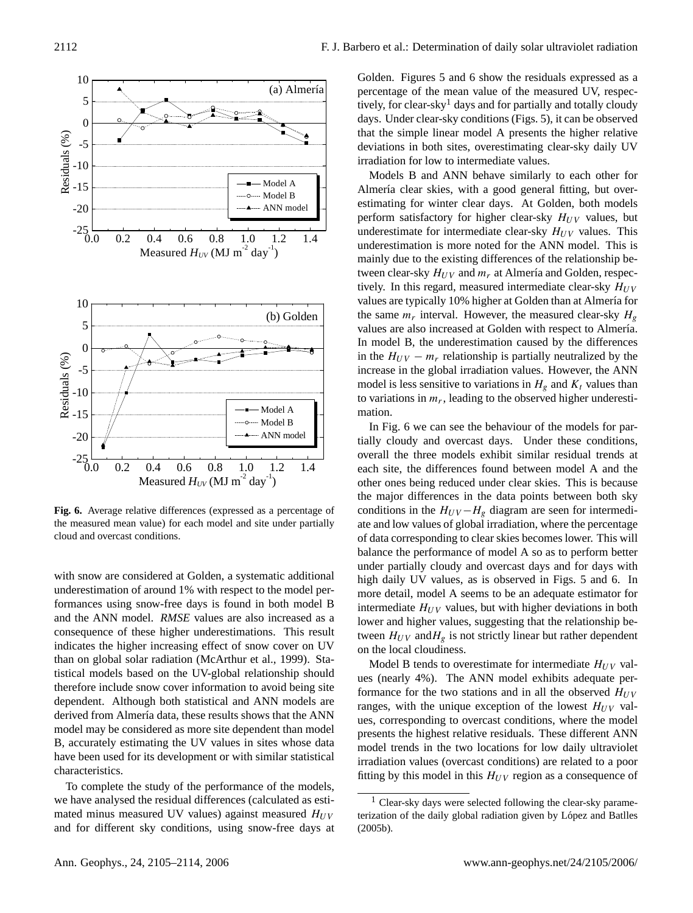**Fig. 6.** Average relative differences (expressed as a percentage of the measured mean value) for each model and site under partially cloud and overcast conditions.

with snow are considered at Golden, a systematic additional underestimation of around 1% with respect to the model performances using snow-free days is found in both model B and the ANN model. *RMSE* values are also increased as a consequence of these higher underestimations. This result indicates the higher increasing effect of snow cover on UV than on global solar radiation (McArthur et al., 1999). Statistical models based on the UV-global relationship should therefore include snow cover information to avoid being site dependent. Although both statistical and ANN models are derived from Almería data, these results shows that the ANN model may be considered as more site dependent than model B, accurately estimating the UV values in sites whose data have been used for its development or with similar statistical characteristics.

To complete the study of the performance of the models, we have analysed the residual differences (calculated as estimated minus measured UV values) against measured $H_{UV}$ and for different sky conditions, using snow-free days at Golden. Figures 5 and 6 show the residuals expressed as a percentage of the mean value of the measured UV, respectively, for clear-sky[1] days and for partially and totally cloudy days. Under clear-sky conditions (Figs. 5), it can be observed that the simple linear model A presents the higher relative deviations in both sites, overestimating clear-sky daily UV irradiation for low to intermediate values.

Models B and ANN behave similarly to each other for Almería clear skies, with a good general fitting, but overestimating for winter clear days. At Golden, both models perform satisfactory for higher clear-sky $H_{UV}$ values, but underestimate for intermediate clear-sky $H_{UV}$ values. This underestimation is more noted for the ANN model. This is mainly due to the existing differences of the relationship between clear-sky $H_{UV}$ and $m_r$ at Almería and Golden, respectively. In this regard, measured intermediate clear-sky $H_{UV}$ values are typically 10% higher at Golden than at Almería for the same $m_r$ interval. However, the measured clear-sky $H_g$ values are also increased at Golden with respect to Almería. In model B, the underestimation caused by the differences in the $H_{UV} - m_r$ relationship is partially neutralized by the increase in the global irradiation values. However, the ANN model is less sensitive to variations in $H_g$ and $K_t$ values than to variations in $m_r$, leading to the observed higher underestimation.

In Fig. 6 we can see the behaviour of the models for partially cloudy and overcast days. Under these conditions, overall the three models exhibit similar residual trends at each site, the differences found between model A and the other ones being reduced under clear skies. This is because the major differences in the data points between both sky conditions in the $H_{UV} - H_g$ diagram are seen for intermediate and low values of global irradiation, where the percentage of data corresponding to clear skies becomes lower. This will balance the performance of model A so as to perform better under partially cloudy and overcast days and for days with high daily UV values, as is observed in Figs. 5 and 6. In more detail, model A seems to be an adequate estimator for intermediate $H_{UV}$ values, but with higher deviations in both lower and higher values, suggesting that the relationship between $H_{UV}$ and $H_g$ is not strictly linear but rather dependent on the local cloudiness.

Model B tends to overestimate for intermediate $H_{UV}$ values (nearly 4%). The ANN model exhibits adequate performance for the two stations and in all the observed $H_{UV}$ ranges, with the unique exception of the lowest $H_{UV}$ values, corresponding to overcast conditions, where the model presents the highest relative residuals. These different ANN model trends in the two locations for low daily ultraviolet irradiation values (overcast conditions) are related to a poor fitting by this model in this $H_{UV}$ region as a consequence of

[1] Clear-sky days were selected following the clear-sky parameterization of the daily global radiation given by López and Batlles (2005b).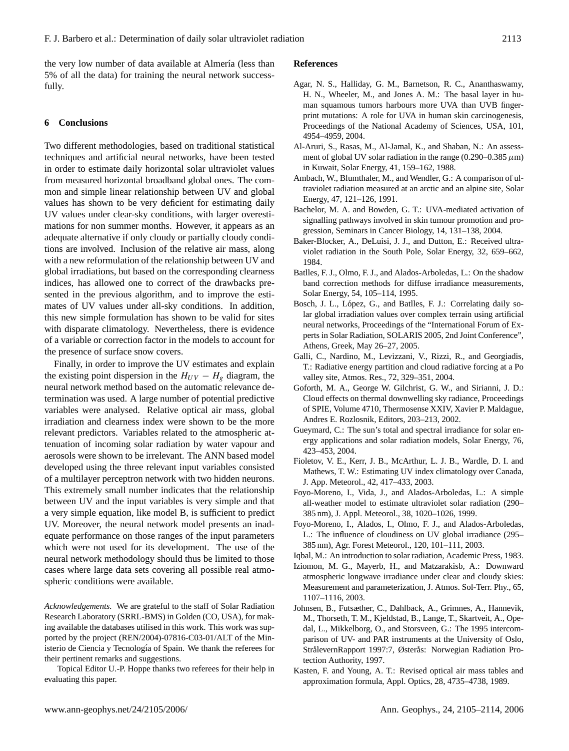the very low number of data available at Almería (less than 5% of all the data) for training the neural network successfully.

## 6 Conclusions

Two different methodologies, based on traditional statistical techniques and artificial neural networks, have been tested in order to estimate daily horizontal solar ultraviolet values from measured horizontal broadband global ones. The common and simple linear relationship between UV and global values has shown to be very deficient for estimating daily UV values under clear-sky conditions, with larger overestimations for non summer months. However, it appears as an adequate alternative if only cloudy or partially cloudy conditions are involved. Inclusion of the relative air mass, along with a new reformulation of the relationship between UV and global irradiations, but based on the corresponding clearness indices, has allowed one to correct of the drawbacks presented in the previous algorithm, and to improve the estimates of UV values under all-sky conditions. In addition, this new simple formulation has shown to be valid for sites with disparate climatology. Nevertheless, there is evidence of a variable or correction factor in the models to account for the presence of surface snow covers.

Finally, in order to improve the UV estimates and explain the existing point dispersion in the $H_{UV} - H_g$ diagram, the neural network method based on the automatic relevance determination was used. A large number of potential predictive variables were analysed. Relative optical air mass, global irradiation and clearness index were shown to be the more relevant predictors. Variables related to the atmospheric attenuation of incoming solar radiation by water vapour and aerosols were shown to be irrelevant. The ANN based model developed using the three relevant input variables consisted of a multilayer perceptron network with two hidden neurons. This extremely small number indicates that the relationship between UV and the input variables is very simple and that a very simple equation, like model B, is sufficient to predict UV. Moreover, the neural network model presents an inadequate performance on those ranges of the input parameters which were not used for its development. The use of the neural network methodology should thus be limited to those cases where large data sets covering all possible real atmospheric conditions were available.

*Acknowledgements.* We are grateful to the staff of Solar Radiation Research Laboratory (SRRL-BMS) in Golden (CO, USA), for making available the databases utilised in this work. This work was supported by the project (REN/2004)-07816-C03-01/ALT of the Ministerio de Ciencia y Tecnología of Spain. We thank the referees for their pertinent remarks and suggestions.

Topical Editor U.-P. Hoppe thanks two referees for their help in evaluating this paper.

## References

Agar, N. S., Halliday, G. M., Barnetson, R. C., Ananthaswamy, H. N., Wheeler, M., and Jones A. M.: The basal layer in human squamous tumors harbours more UVA than UVB fingerprint mutations: A role for UVA in human skin carcinogenesis, Proceedings of the National Academy of Sciences, USA, 101, 4954–4959, 2004.

Al-Aruri, S., Rasas, M., Al-Jamal, K., and Shaban, N.: An assessment of global UV solar radiation in the range (0.290–0.385 $\mu$m) in Kuwait, Solar Energy, 41, 159–162, 1988.

Ambach, W., Blumthaler, M., and Wendler, G.: A comparison of ultraviolet radiation measured at an arctic and an alpine site, Solar Energy, 47, 121–126, 1991.

Bachelor, M. A. and Bowden, G. T.: UVA-mediated activation of signalling pathways involved in skin tumour promotion and progression, Seminars in Cancer Biology, 14, 131–138, 2004.

Baker-Blocker, A., DeLuisi, J. J., and Dutton, E.: Received ultraviolet radiation in the South Pole, Solar Energy, 32, 659–662, 1984.

Batlles, F. J., Olmo, F. J., and Alados-Arboledas, L.: On the shadow band correction methods for diffuse irradiance measurements, Solar Energy, 54, 105–114, 1995.

Bosch, J. L., López, G., and Batlles, F. J.: Correlating daily solar global irradiation values over complex terrain using artificial neural networks, Proceedings of the "International Forum of Experts in Solar Radiation, SOLARIS 2005, 2nd Joint Conference", Athens, Greek, May 26–27, 2005.

Galli, C., Nardino, M., Levizzani, V., Rizzi, R., and Georgiadis, T.: Radiative energy partition and cloud radiative forcing at a Po valley site, Atmos. Res., 72, 329–351, 2004.

Goforth, M. A., George W. Gilchrist, G. W., and Sirianni, J. D.: Cloud effects on thermal downwelling sky radiance, Proceedings of SPIE, Volume 4710, Thermosense XXIV, Xavier P. Maldague, Andres E. Rozlosnik, Editors, 203–213, 2002.

Gueymard, C.: The sun's total and spectral irradiance for solar energy applications and solar radiation models, Solar Energy, 76, 423–453, 2004.

Fioletov, V. E., Kerr, J. B., McArthur, L. J. B., Wardle, D. I. and Mathews, T. W.: Estimating UV index climatology over Canada, J. App. Meteorol., 42, 417–433, 2003.

Foyo-Moreno, I., Vida, J., and Alados-Arboledas, L.: A simple all-weather model to estimate ultraviolet solar radiation (290–385 nm), J. Appl. Meteorol., 38, 1020–1026, 1999.

Foyo-Moreno, I., Alados, I., Olmo, F. J., and Alados-Arboledas, L.: The influence of cloudiness on UV global irradiance (295–385 nm), Agr. Forest Meteorol., 120, 101–111, 2003.

Iqbal, M.: An introduction to solar radiation, Academic Press, 1983.

Iziomon, M. G., Mayerb, H., and Matzarakisb, A.: Downward atmospheric longwave irradiance under clear and cloudy skies: Measurement and parameterization, J. Atmos. Sol-Terr. Phy., 65, 1107–1116, 2003.

Johnsen, B., Futsæther, C., Dahlback, A., Grimnes, A., Hannevik, M., Thorseth, T. M., Kjeldstad, B., Lange, T., Skartveit, A., Opedal, L., Mikkelborg, O., and Storsveen, G.: The 1995 intercomparison of UV- and PAR instruments at the University of Oslo, StrålevernRapport 1997:7, Østerås: Norwegian Radiation Protection Authority, 1997.

Kasten, F. and Young, A. T.: Revised optical air mass tables and approximation formula, Appl. Optics, 28, 4735–4738, 1989.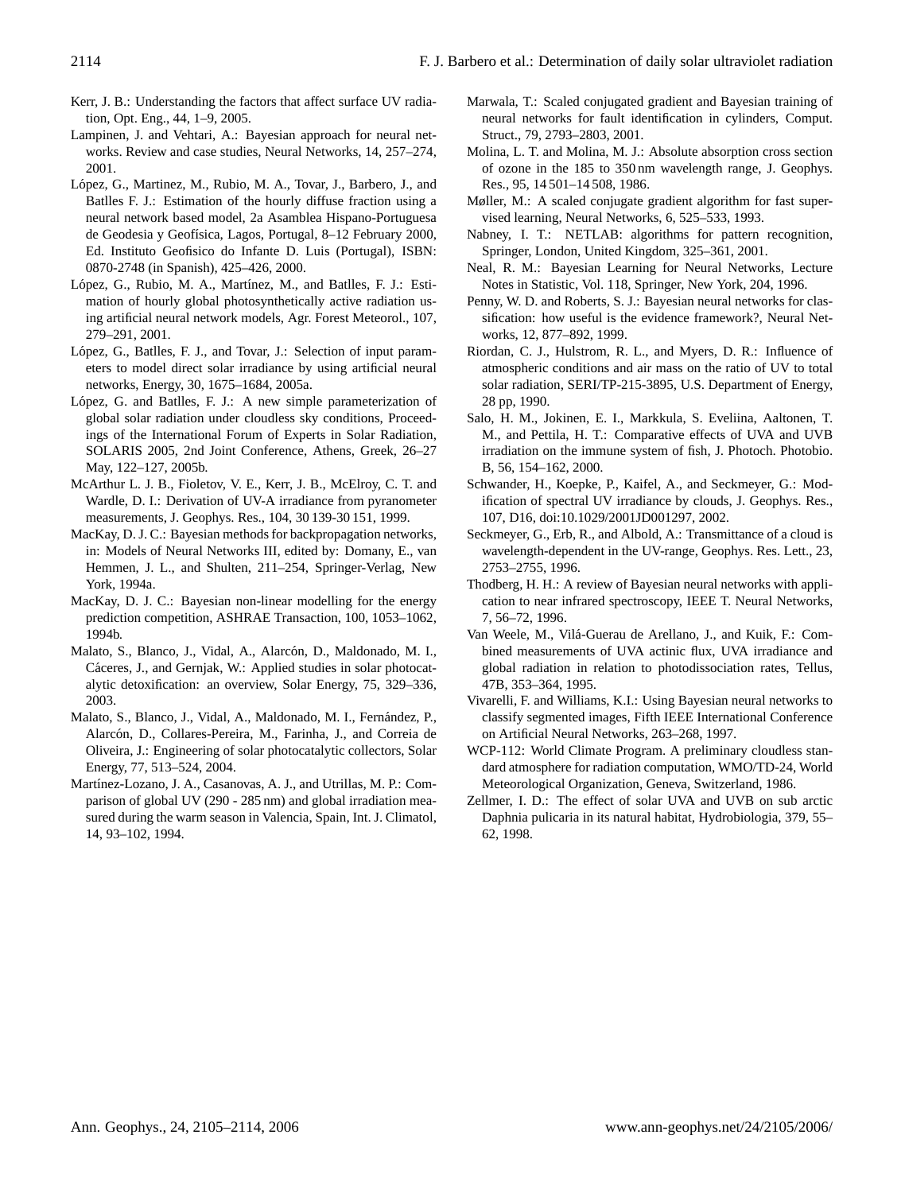Kerr, J. B.: Understanding the factors that affect surface UV radiation, Opt. Eng., 44, 1–9, 2005.

Lampinen, J. and Vehtari, A.: Bayesian approach for neural networks. Review and case studies, Neural Networks, 14, 257–274, 2001.

López, G., Martinez, M., Rubio, M. A., Tovar, J., Barbero, J., and Batlles F. J.: Estimation of the hourly diffuse fraction using a neural network based model, 2a Asamblea Hispano-Portuguesa de Geodesia y Geofísica, Lagos, Portugal, 8–12 February 2000, Ed. Instituto Geofisico do Infante D. Luis (Portugal), ISBN: 0870-2748 (in Spanish), 425–426, 2000.

López, G., Rubio, M. A., Martínez, M., and Batlles, F. J.: Estimation of hourly global photosynthetically active radiation using artificial neural network models, Agr. Forest Meteorol., 107, 279–291, 2001.

López, G., Batlles, F. J., and Tovar, J.: Selection of input parameters to model direct solar irradiance by using artificial neural networks, Energy, 30, 1675–1684, 2005a.

López, G. and Batlles, F. J.: A new simple parameterization of global solar radiation under cloudless sky conditions, Proceedings of the International Forum of Experts in Solar Radiation, SOLARIS 2005, 2nd Joint Conference, Athens, Greek, 26–27 May, 122–127, 2005b.

McArthur L. J. B., Fioletov, V. E., Kerr, J. B., McElroy, C. T. and Wardle, D. I.: Derivation of UV-A irradiance from pyranometer measurements, J. Geophys. Res., 104, 30 139-30 151, 1999.

MacKay, D. J. C.: Bayesian methods for backpropagation networks, in: Models of Neural Networks III, edited by: Domany, E., van Hemmen, J. L., and Shulten, 211–254, Springer-Verlag, New York, 1994a.

MacKay, D. J. C.: Bayesian non-linear modelling for the energy prediction competition, ASHRAE Transaction, 100, 1053–1062, 1994b.

Malato, S., Blanco, J., Vidal, A., Alarcón, D., Maldonado, M. I., Cáceres, J., and Gernjak, W.: Applied studies in solar photocatalytic detoxification: an overview, Solar Energy, 75, 329–336, 2003.

Malato, S., Blanco, J., Vidal, A., Maldonado, M. I., Fernández, P., Alarcón, D., Collares-Pereira, M., Farinha, J., and Correia de Oliveira, J.: Engineering of solar photocatalytic collectors, Solar Energy, 77, 513–524, 2004.

Martínez-Lozano, J. A., Casanovas, A. J., and Utrillas, M. P.: Comparison of global UV (290 - 285 nm) and global irradiation measured during the warm season in Valencia, Spain, Int. J. Climatol, 14, 93–102, 1994.

Marwala, T.: Scaled conjugated gradient and Bayesian training of neural networks for fault identification in cylinders, Comput. Struct., 79, 2793–2803, 2001.

Molina, L. T. and Molina, M. J.: Absolute absorption cross section of ozone in the 185 to 350 nm wavelength range, J. Geophys. Res., 95, 14 501–14 508, 1986.

Møller, M.: A scaled conjugate gradient algorithm for fast supervised learning, Neural Networks, 6, 525–533, 1993.

Nabney, I. T.: NETLAB: algorithms for pattern recognition, Springer, London, United Kingdom, 325–361, 2001.

Neal, R. M.: Bayesian Learning for Neural Networks, Lecture Notes in Statistic, Vol. 118, Springer, New York, 204, 1996.

Penny, W. D. and Roberts, S. J.: Bayesian neural networks for classification: how useful is the evidence framework?, Neural Networks, 12, 877–892, 1999.

Riordan, C. J., Hulstrom, R. L., and Myers, D. R.: Influence of atmospheric conditions and air mass on the ratio of UV to total solar radiation, SERI/TP-215-3895, U.S. Department of Energy, 28 pp, 1990.

Salo, H. M., Jokinen, E. I., Markkula, S. Eveliina, Aaltonen, T. M., and Pettila, H. T.: Comparative effects of UVA and UVB irradiation on the immune system of fish, J. Photoch. Photobio. B, 56, 154–162, 2000.

Schwander, H., Koepke, P., Kaifel, A., and Seckmeyer, G.: Modification of spectral UV irradiance by clouds, J. Geophys. Res., 107, D16, doi:10.1029/2001JD001297, 2002.

Seckmeyer, G., Erb, R., and Albold, A.: Transmittance of a cloud is wavelength-dependent in the UV-range, Geophys. Res. Lett., 23, 2753–2755, 1996.

Thodberg, H. H.: A review of Bayesian neural networks with application to near infrared spectroscopy, IEEE T. Neural Networks, 7, 56–72, 1996.

Van Weele, M., Vilá-Guerau de Arellano, J., and Kuik, F.: Combined measurements of UVA actinic flux, UVA irradiance and global radiation in relation to photodissociation rates, Tellus, 47B, 353–364, 1995.

Vivarelli, F. and Williams, K.I.: Using Bayesian neural networks to classify segmented images, Fifth IEEE International Conference on Artificial Neural Networks, 263–268, 1997.

WCP-112: World Climate Program. A preliminary cloudless standard atmosphere for radiation computation, WMO/TD-24, World Meteorological Organization, Geneva, Switzerland, 1986.

Zellmer, I. D.: The effect of solar UVA and UVB on sub arctic Daphnia pulicaria in its natural habitat, Hydrobiologia, 379, 55–62, 1998.